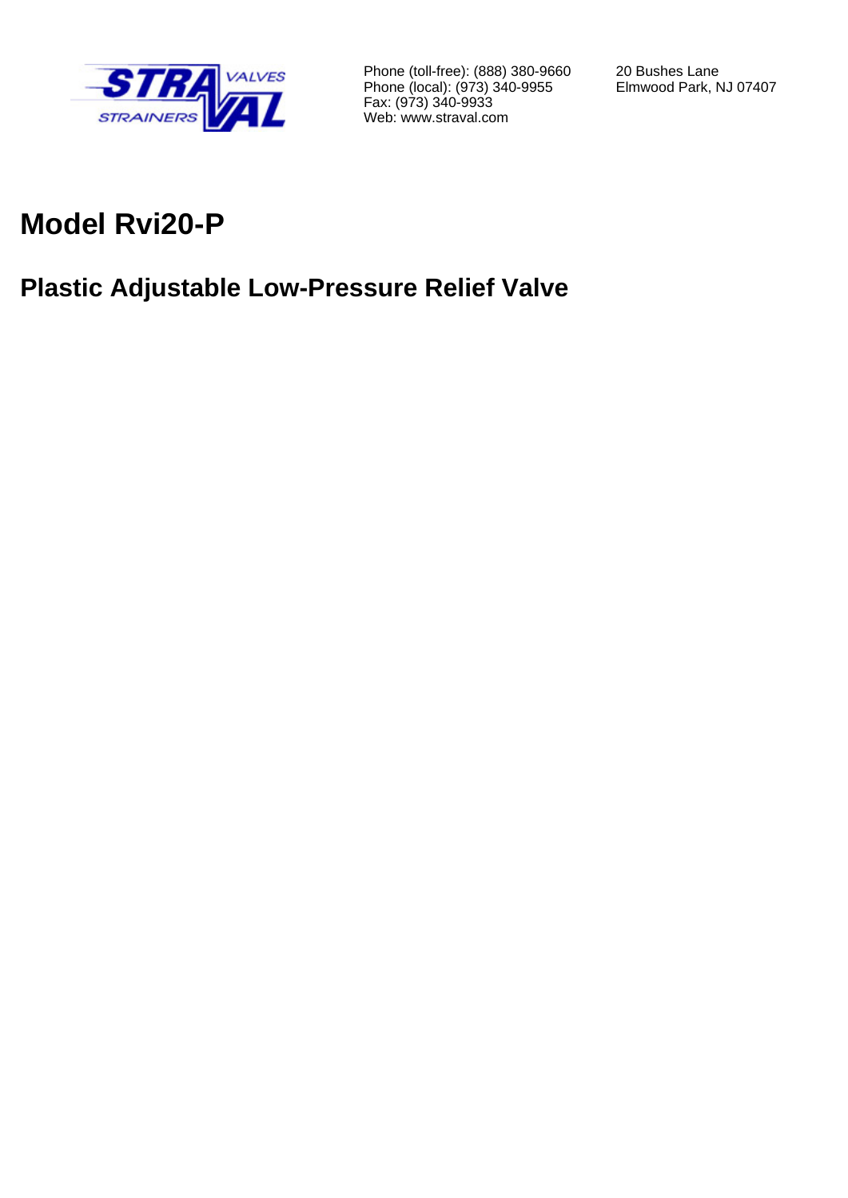Phone (toll-free): (888) 380-9660
Phone (local): (973) 340-9955
Fax: (973) 340-9933
Web: www.straval.com

20 Bushes Lane
Elmwood Park, NJ 07407

# Model Rvi20-P

## Plastic Adjustable Low-Pressure Relief Valve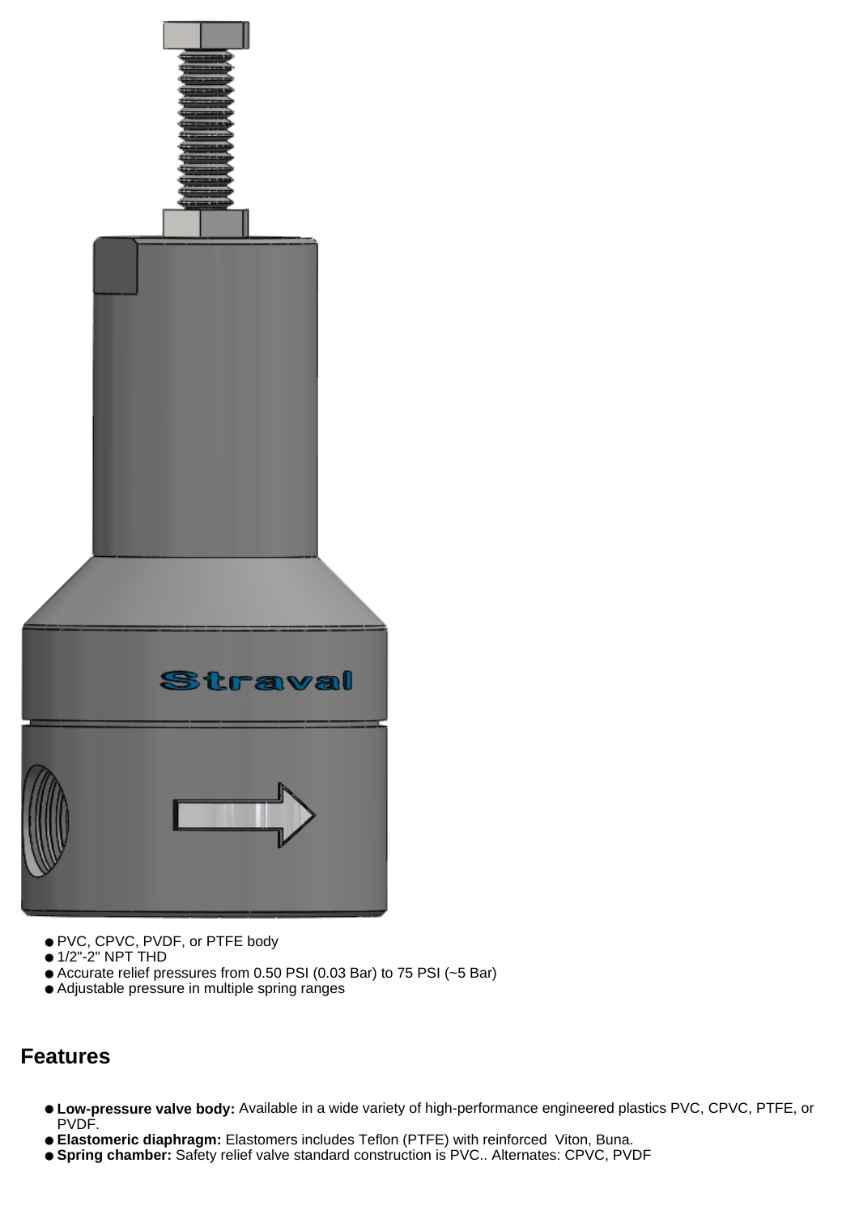- PVC, CPVC, PVDF, or PTFE body
- 1/2"-2" NPT THD
- Accurate relief pressures from 0.50 PSI (0.03 Bar) to 75 PSI (~5 Bar)
- Adjustable pressure in multiple spring ranges

## Features

- **Low-pressure valve body:** Available in a wide variety of high-performance engineered plastics PVC, CPVC, PTFE, or PVDF.
- **Elastomeric diaphragm:** Elastomers includes Teflon (PTFE) with reinforced Viton, Buna.
- **Spring chamber:** Safety relief valve standard construction is PVC.. Alternates: CPVC, PVDF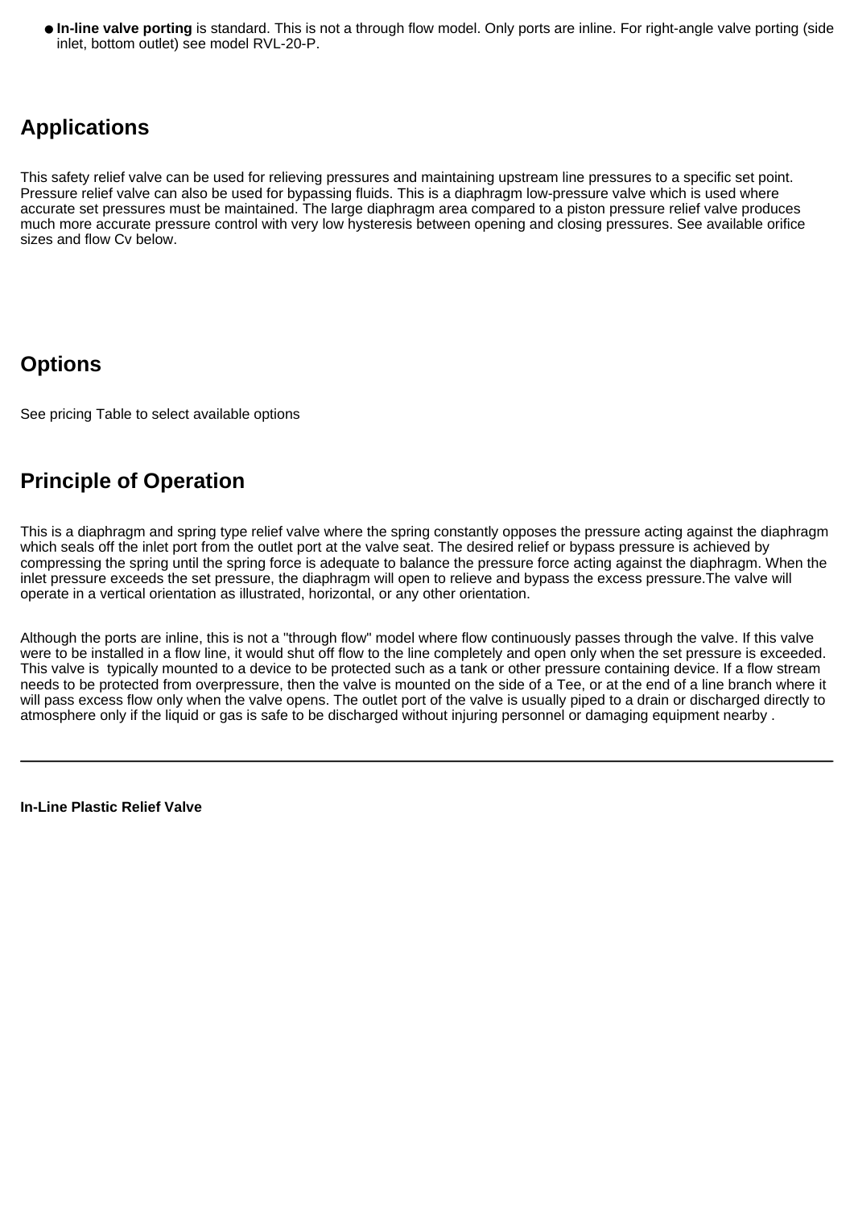- **In-line valve porting** is standard. This is not a through flow model. Only ports are inline. For right-angle valve porting (side inlet, bottom outlet) see model RVL-20-P.

## Applications

This safety relief valve can be used for relieving pressures and maintaining upstream line pressures to a specific set point. Pressure relief valve can also be used for bypassing fluids. This is a diaphragm low-pressure valve which is used where accurate set pressures must be maintained. The large diaphragm area compared to a piston pressure relief valve produces much more accurate pressure control with very low hysteresis between opening and closing pressures. See available orifice sizes and flow Cv below.

## Options

See pricing Table to select available options

## Principle of Operation

This is a diaphragm and spring type relief valve where the spring constantly opposes the pressure acting against the diaphragm which seals off the inlet port from the outlet port at the valve seat. The desired relief or bypass pressure is achieved by compressing the spring until the spring force is adequate to balance the pressure force acting against the diaphragm. When the inlet pressure exceeds the set pressure, the diaphragm will open to relieve and bypass the excess pressure.The valve will operate in a vertical orientation as illustrated, horizontal, or any other orientation.

Although the ports are inline, this is not a "through flow" model where flow continuously passes through the valve. If this valve were to be installed in a flow line, it would shut off flow to the line completely and open only when the set pressure is exceeded. This valve is typically mounted to a device to be protected such as a tank or other pressure containing device. If a flow stream needs to be protected from overpressure, then the valve is mounted on the side of a Tee, or at the end of a line branch where it will pass excess flow only when the valve opens. The outlet port of the valve is usually piped to a drain or discharged directly to atmosphere only if the liquid or gas is safe to be discharged without injuring personnel or damaging equipment nearby .

---

**In-Line Plastic Relief Valve**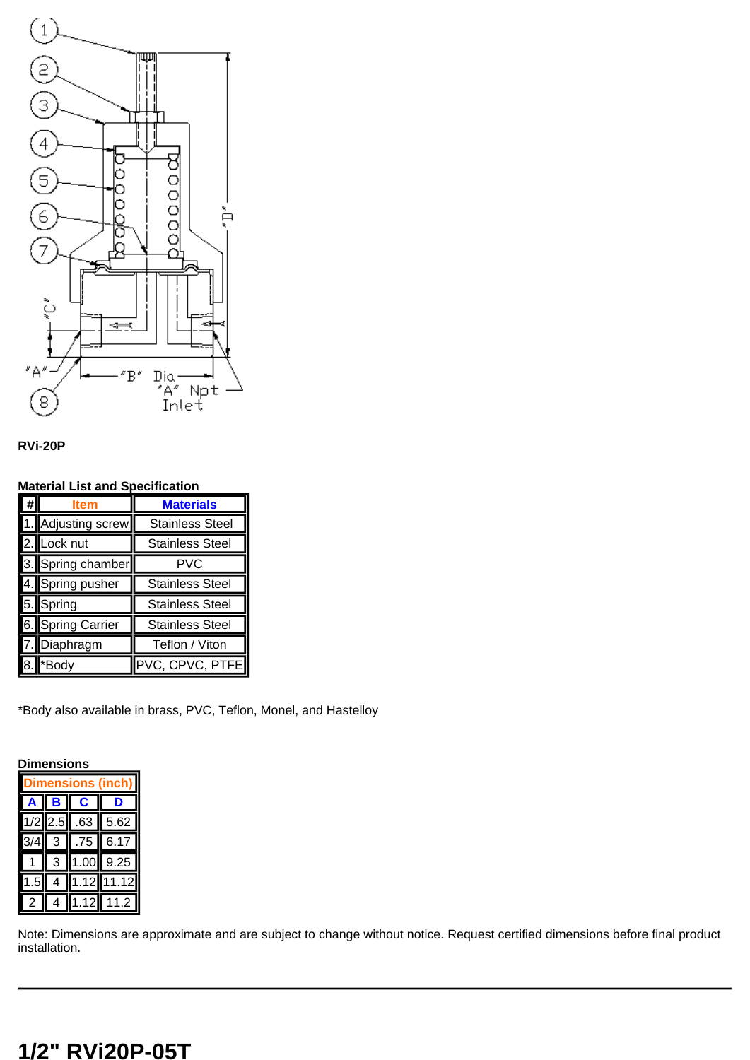**RVi-20P**

**Material List and Specification**

| # | Item | Materials |
|---|---|---|
| 1. | Adjusting screw | Stainless Steel |
| 2. | Lock nut | Stainless Steel |
| 3. | Spring chamber | PVC |
| 4. | Spring pusher | Stainless Steel |
| 5. | Spring | Stainless Steel |
| 6. | Spring Carrier | Stainless Steel |
| 7. | Diaphragm | Teflon / Viton |
| 8. | *Body | PVC, CPVC, PTFE |

*Body also available in brass, PVC, Teflon, Monel, and Hastelloy

**Dimensions**

| Dimensions (inch) | | | |
|---|---|---|---|
| A | B | C | D |
| 1/2 | 2.5 | .63 | 5.62 |
| 3/4 | 3 | .75 | 6.17 |
| 1 | 3 | 1.00 | 9.25 |
| 1.5 | 4 | 1.12 | 11.12 |
| 2 | 4 | 1.12 | 11.2 |

Note: Dimensions are approximate and are subject to change without notice. Request certified dimensions before final product installation.

---

# 1/2" RVi20P-05T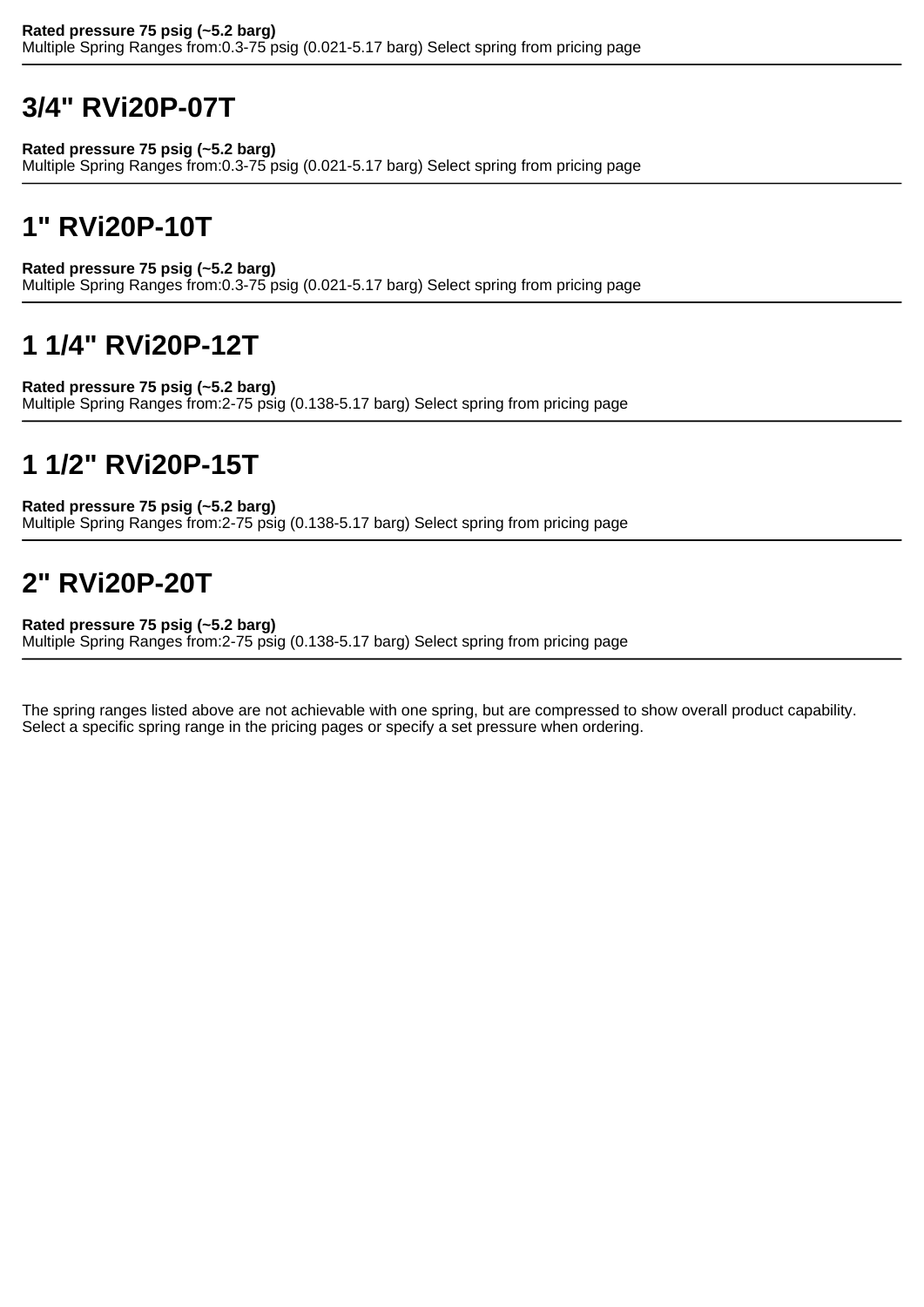**Rated pressure 75 psig (~5.2 barg)**
Multiple Spring Ranges from:0.3-75 psig (0.021-5.17 barg) Select spring from pricing page

---

## 3/4" RVi20P-07T

**Rated pressure 75 psig (~5.2 barg)**
Multiple Spring Ranges from:0.3-75 psig (0.021-5.17 barg) Select spring from pricing page

---

## 1" RVi20P-10T

**Rated pressure 75 psig (~5.2 barg)**
Multiple Spring Ranges from:0.3-75 psig (0.021-5.17 barg) Select spring from pricing page

---

## 1 1/4" RVi20P-12T

**Rated pressure 75 psig (~5.2 barg)**
Multiple Spring Ranges from:2-75 psig (0.138-5.17 barg) Select spring from pricing page

---

## 1 1/2" RVi20P-15T

**Rated pressure 75 psig (~5.2 barg)**
Multiple Spring Ranges from:2-75 psig (0.138-5.17 barg) Select spring from pricing page

---

## 2" RVi20P-20T

**Rated pressure 75 psig (~5.2 barg)**
Multiple Spring Ranges from:2-75 psig (0.138-5.17 barg) Select spring from pricing page

---

The spring ranges listed above are not achievable with one spring, but are compressed to show overall product capability. Select a specific spring range in the pricing pages or specify a set pressure when ordering.